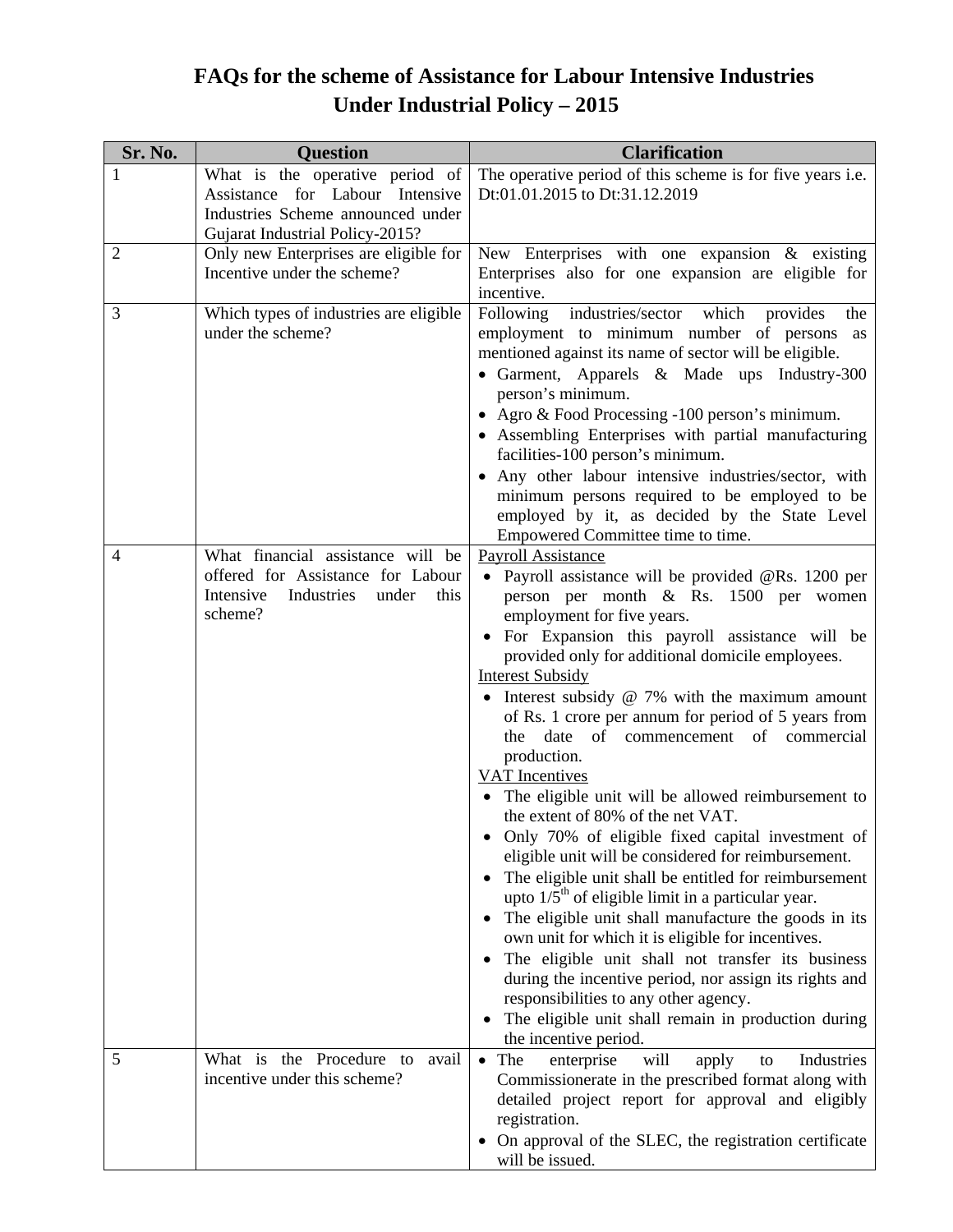# FAQs for the scheme of Assistance for Labour Intensive Industries Under Industrial Policy – 2015

| Sr. No. | Question | Clarification |
|---|---|---|
| 1 | What is the operative period of Assistance for Labour Intensive Industries Scheme announced under Gujarat Industrial Policy-2015? | The operative period of this scheme is for five years i.e. Dt:01.01.2015 to Dt:31.12.2019 |
| 2 | Only new Enterprises are eligible for Incentive under the scheme? | New Enterprises with one expansion & existing Enterprises also for one expansion are eligible for incentive. |
| 3 | Which types of industries are eligible under the scheme? | Following industries/sector which provides the employment to minimum number of persons as mentioned against its name of sector will be eligible.<br>• Garment, Apparels & Made ups Industry-300 person's minimum.<br>• Agro & Food Processing -100 person's minimum.<br>• Assembling Enterprises with partial manufacturing facilities-100 person's minimum.<br>• Any other labour intensive industries/sector, with minimum persons required to be employed to be employed by it, as decided by the State Level Empowered Committee time to time. |
| 4 | What financial assistance will be offered for Assistance for Labour Intensive Industries under this scheme? | Payroll Assistance<br>• Payroll assistance will be provided @Rs. 1200 per person per month & Rs. 1500 per women employment for five years.<br>• For Expansion this payroll assistance will be provided only for additional domicile employees.<br>Interest Subsidy<br>• Interest subsidy @ 7% with the maximum amount of Rs. 1 crore per annum for period of 5 years from the date of commencement of commercial production.<br>VAT Incentives<br>• The eligible unit will be allowed reimbursement to the extent of 80% of the net VAT.<br>• Only 70% of eligible fixed capital investment of eligible unit will be considered for reimbursement.<br>• The eligible unit shall be entitled for reimbursement upto 1/5th of eligible limit in a particular year.<br>• The eligible unit shall manufacture the goods in its own unit for which it is eligible for incentives.<br>• The eligible unit shall not transfer its business during the incentive period, nor assign its rights and responsibilities to any other agency.<br>• The eligible unit shall remain in production during the incentive period. |
| 5 | What is the Procedure to avail incentive under this scheme? | • The enterprise will apply to Industries Commissionerate in the prescribed format along with detailed project report for approval and eligibly registration.<br>• On approval of the SLEC, the registration certificate will be issued. |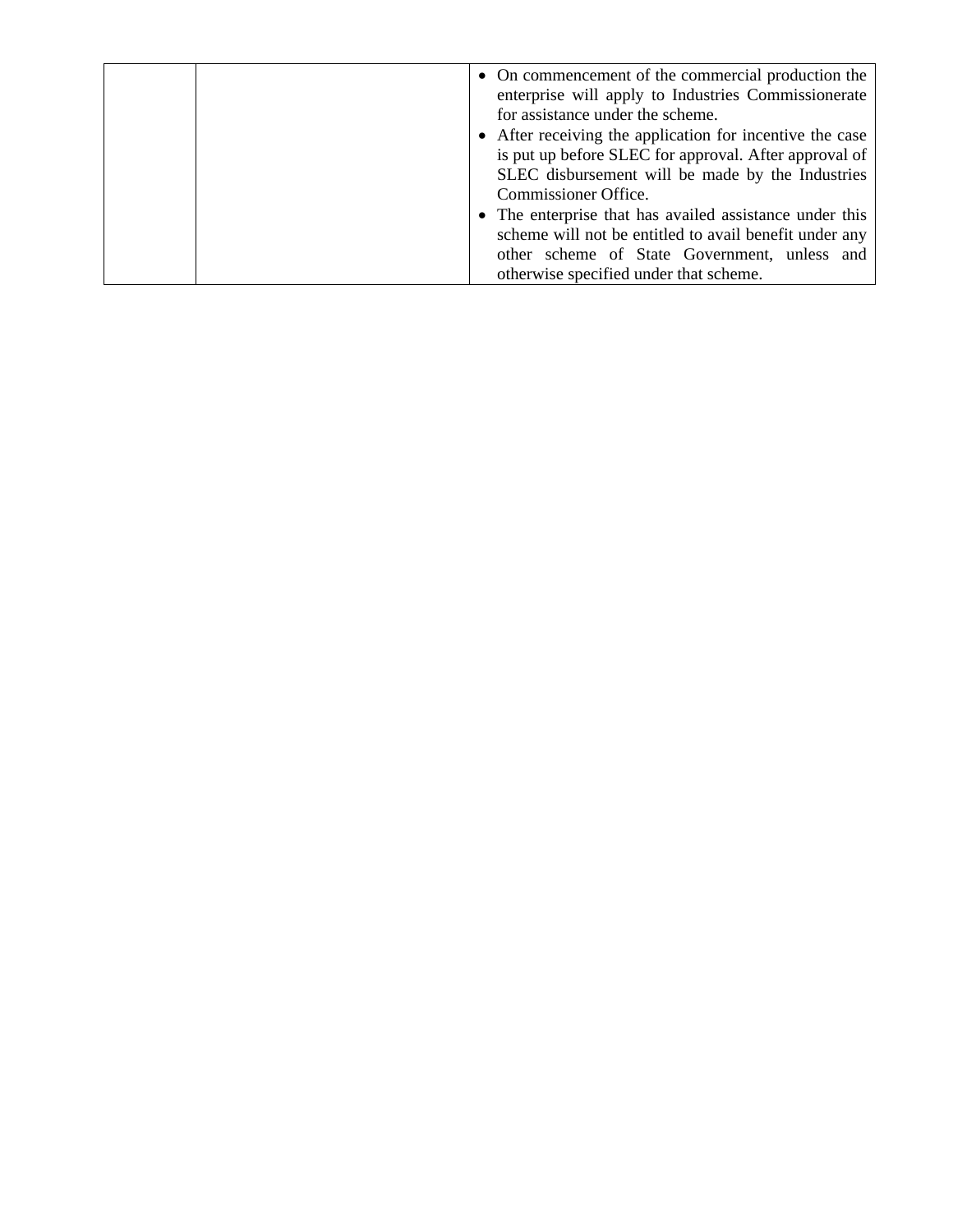| | | |
|---|---|---|
| | | • On commencement of the commercial production the enterprise will apply to Industries Commissionerate for assistance under the scheme.<br>• After receiving the application for incentive the case is put up before SLEC for approval. After approval of SLEC disbursement will be made by the Industries Commissioner Office.<br>• The enterprise that has availed assistance under this scheme will not be entitled to avail benefit under any other scheme of State Government, unless and otherwise specified under that scheme. |